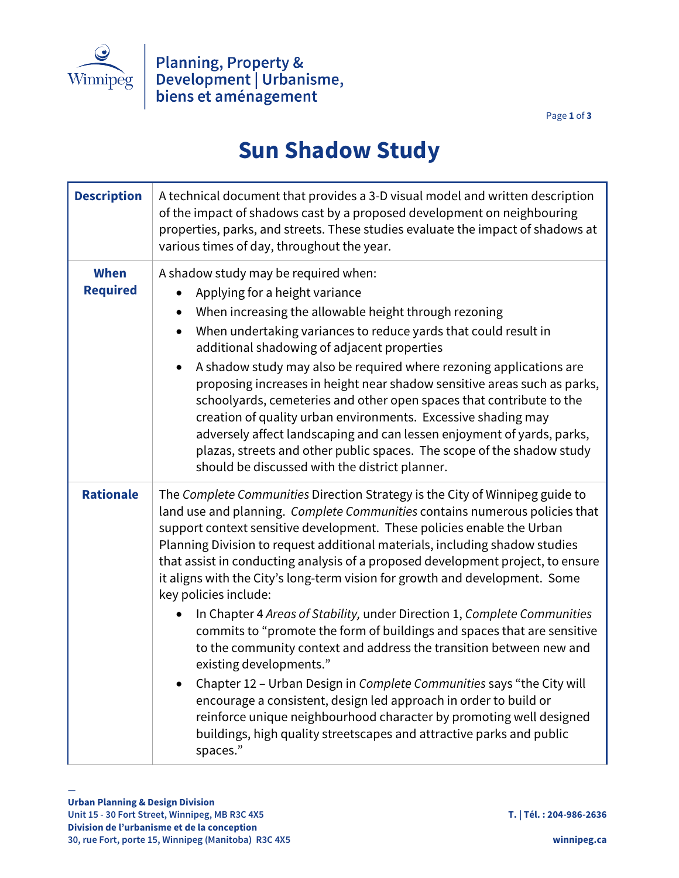Planning, Property & Development | Urbanisme, biens et aménagement

# Sun Shadow Study

| | |
|---|---|
| **Description** | A technical document that provides a 3-D visual model and written description of the impact of shadows cast by a proposed development on neighbouring properties, parks, and streets. These studies evaluate the impact of shadows at various times of day, throughout the year. |
| **When Required** | A shadow study may be required when:<br>• Applying for a height variance<br>• When increasing the allowable height through rezoning<br>• When undertaking variances to reduce yards that could result in additional shadowing of adjacent properties<br>• A shadow study may also be required where rezoning applications are proposing increases in height near shadow sensitive areas such as parks, schoolyards, cemeteries and other open spaces that contribute to the creation of quality urban environments. Excessive shading may adversely affect landscaping and can lessen enjoyment of yards, parks, plazas, streets and other public spaces. The scope of the shadow study should be discussed with the district planner. |
| **Rationale** | The *Complete Communities* Direction Strategy is the City of Winnipeg guide to land use and planning. *Complete Communities* contains numerous policies that support context sensitive development. These policies enable the Urban Planning Division to request additional materials, including shadow studies that assist in conducting analysis of a proposed development project, to ensure it aligns with the City's long-term vision for growth and development. Some key policies include:<br>• In Chapter 4 *Areas of Stability,* under Direction 1, *Complete Communities* commits to "promote the form of buildings and spaces that are sensitive to the community context and address the transition between new and existing developments."<br>• Chapter 12 – Urban Design in *Complete Communities* says "the City will encourage a consistent, design led approach in order to build or reinforce unique neighbourhood character by promoting well designed buildings, high quality streetscapes and attractive parks and public spaces." |

**Urban Planning & Design Division**
Unit 15 - 30 Fort Street, Winnipeg, MB R3C 4X5
**Division de l'urbanisme et de la conception**
30, rue Fort, porte 15, Winnipeg (Manitoba) R3C 4X5

T. | Tél. : 204-986-2636
winnipeg.ca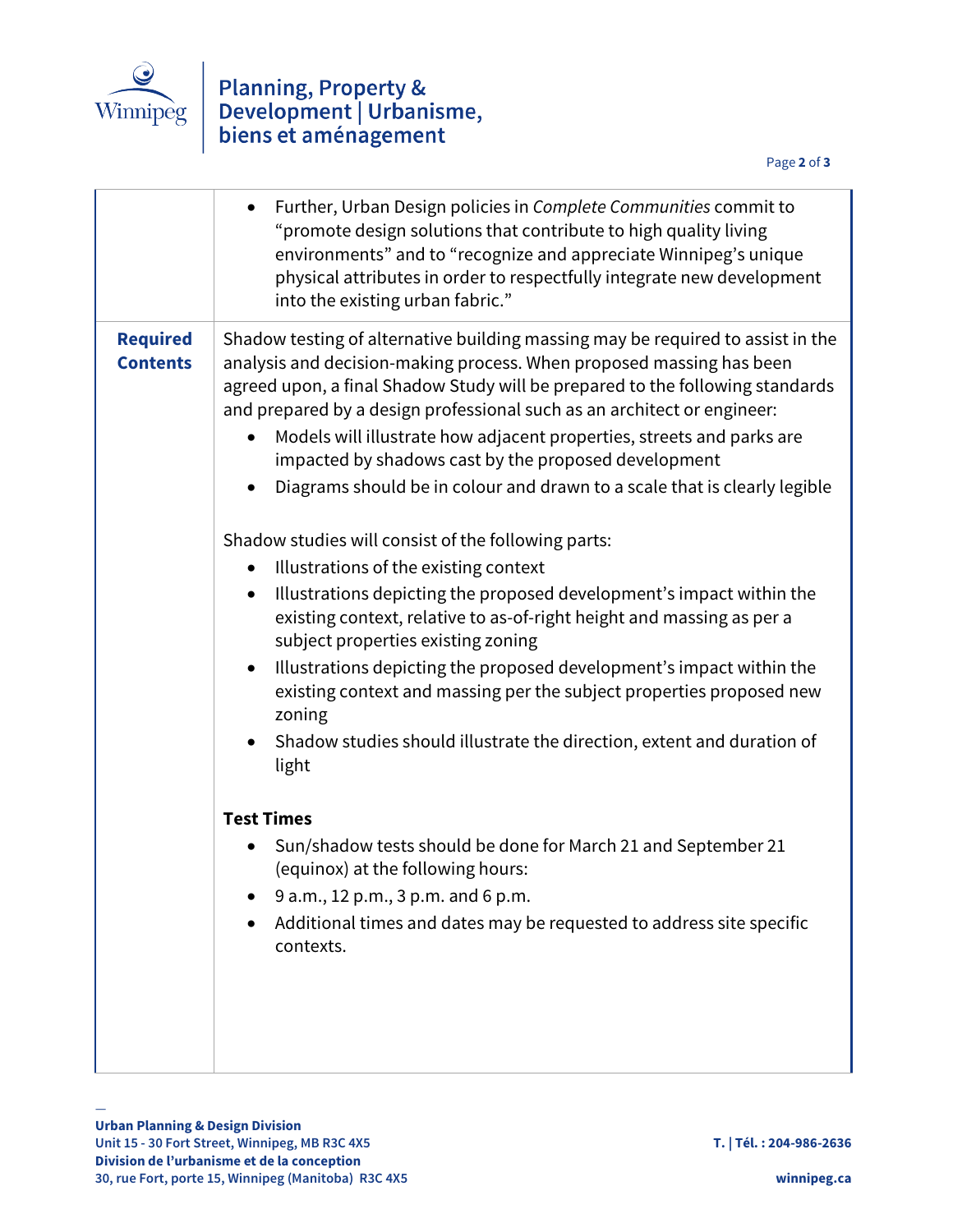| | |
|---|---|
| | • Further, Urban Design policies in *Complete Communities* commit to "promote design solutions that contribute to high quality living environments" and to "recognize and appreciate Winnipeg's unique physical attributes in order to respectfully integrate new development into the existing urban fabric." |
| **Required Contents** | Shadow testing of alternative building massing may be required to assist in the analysis and decision-making process. When proposed massing has been agreed upon, a final Shadow Study will be prepared to the following standards and prepared by a design professional such as an architect or engineer:<br>• Models will illustrate how adjacent properties, streets and parks are impacted by shadows cast by the proposed development<br>• Diagrams should be in colour and drawn to a scale that is clearly legible<br><br>Shadow studies will consist of the following parts:<br>• Illustrations of the existing context<br>• Illustrations depicting the proposed development's impact within the existing context, relative to as-of-right height and massing as per a subject properties existing zoning<br>• Illustrations depicting the proposed development's impact within the existing context and massing per the subject properties proposed new zoning<br>• Shadow studies should illustrate the direction, extent and duration of light<br><br>**Test Times**<br>• Sun/shadow tests should be done for March 21 and September 21 (equinox) at the following hours:<br>• 9 a.m., 12 p.m., 3 p.m. and 6 p.m.<br>• Additional times and dates may be requested to address site specific contexts. |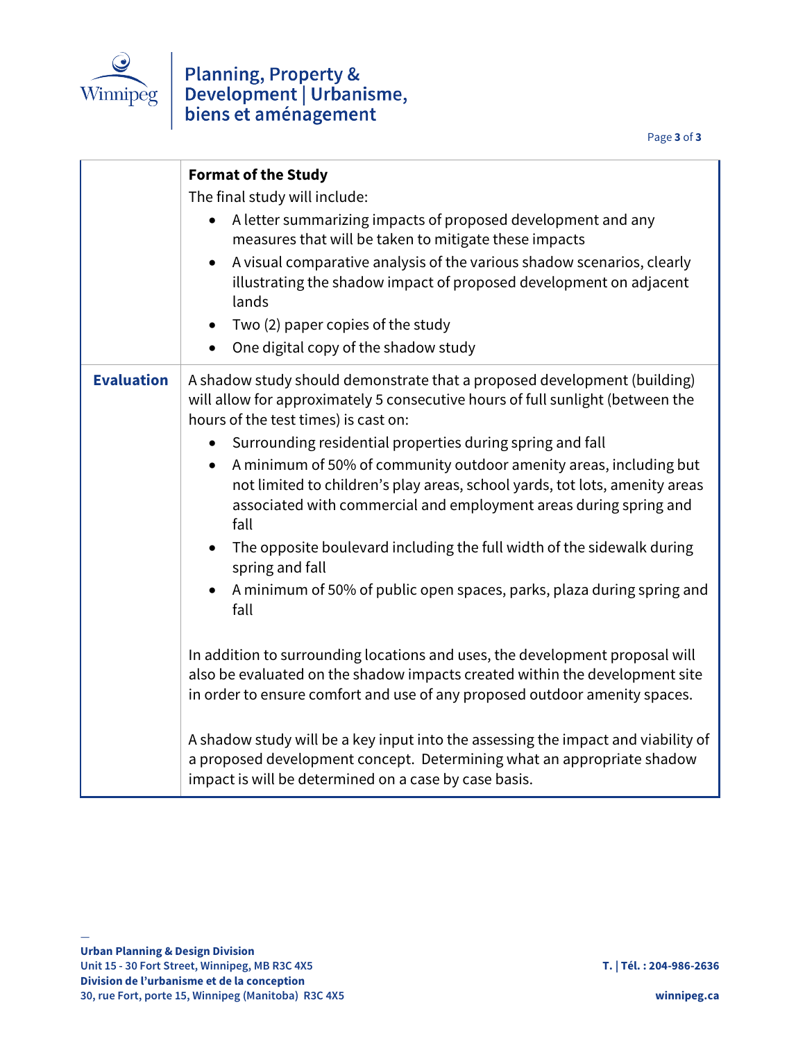| | |
|---|---|
| | **Format of the Study**<br>The final study will include:<br>• A letter summarizing impacts of proposed development and any measures that will be taken to mitigate these impacts<br>• A visual comparative analysis of the various shadow scenarios, clearly illustrating the shadow impact of proposed development on adjacent lands<br>• Two (2) paper copies of the study<br>• One digital copy of the shadow study |
| **Evaluation** | A shadow study should demonstrate that a proposed development (building) will allow for approximately 5 consecutive hours of full sunlight (between the hours of the test times) is cast on:<br>• Surrounding residential properties during spring and fall<br>• A minimum of 50% of community outdoor amenity areas, including but not limited to children's play areas, school yards, tot lots, amenity areas associated with commercial and employment areas during spring and fall<br>• The opposite boulevard including the full width of the sidewalk during spring and fall<br>• A minimum of 50% of public open spaces, parks, plaza during spring and fall<br><br>In addition to surrounding locations and uses, the development proposal will also be evaluated on the shadow impacts created within the development site in order to ensure comfort and use of any proposed outdoor amenity spaces.<br><br>A shadow study will be a key input into the assessing the impact and viability of a proposed development concept. Determining what an appropriate shadow impact is will be determined on a case by case basis. |